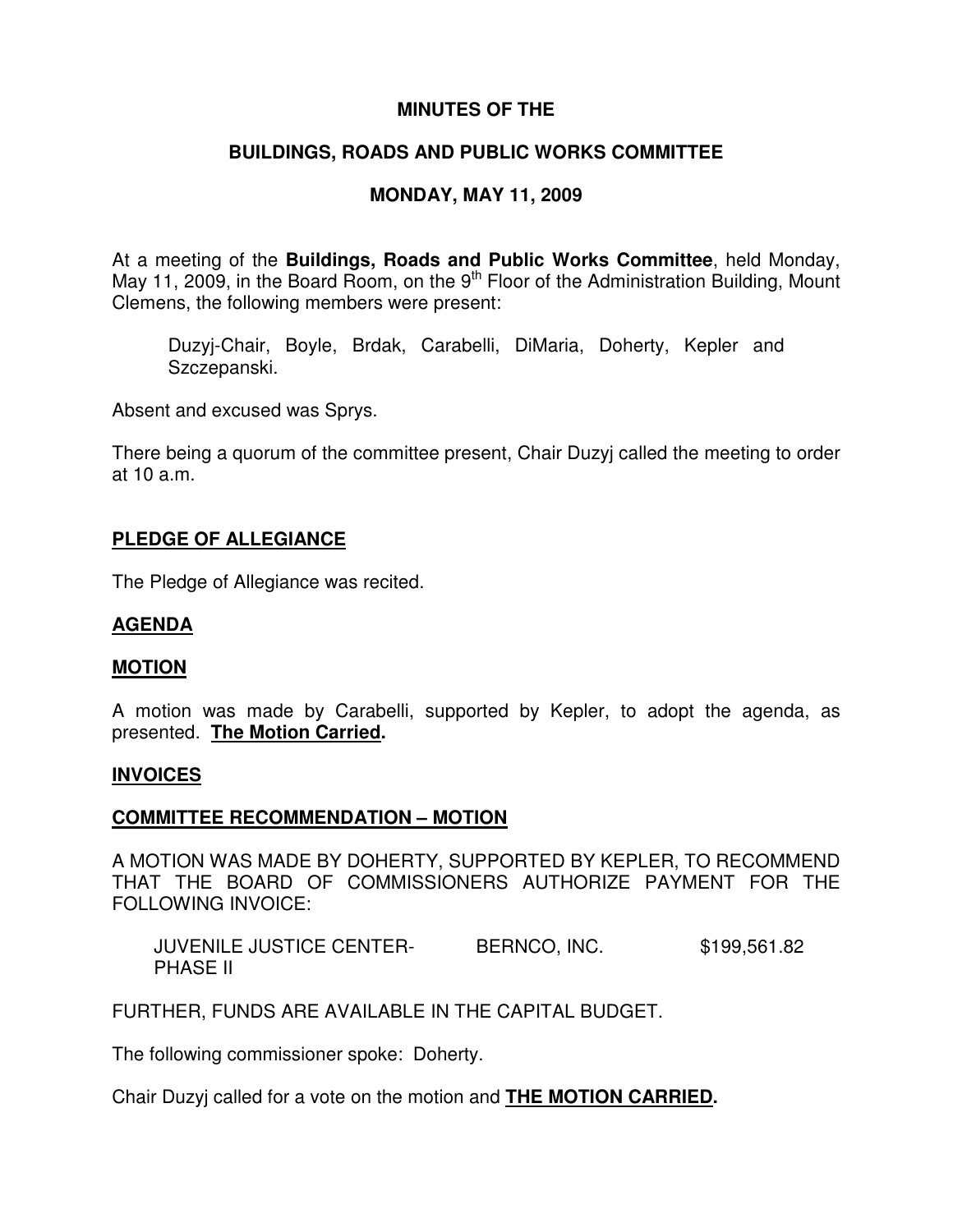# MINUTES OF THE

## BUILDINGS, ROADS AND PUBLIC WORKS COMMITTEE

## MONDAY, MAY 11, 2009

At a meeting of the **Buildings, Roads and Public Works Committee**, held Monday, May 11, 2009, in the Board Room, on the 9th Floor of the Administration Building, Mount Clemens, the following members were present:

> Duzyj-Chair, Boyle, Brdak, Carabelli, DiMaria, Doherty, Kepler and Szczepanski.

Absent and excused was Sprys.

There being a quorum of the committee present, Chair Duzyj called the meeting to order at 10 a.m.

### PLEDGE OF ALLEGIANCE

The Pledge of Allegiance was recited.

### AGENDA

### MOTION

A motion was made by Carabelli, supported by Kepler, to adopt the agenda, as presented. **The Motion Carried.**

### INVOICES

### COMMITTEE RECOMMENDATION – MOTION

A MOTION WAS MADE BY DOHERTY, SUPPORTED BY KEPLER, TO RECOMMEND THAT THE BOARD OF COMMISSIONERS AUTHORIZE PAYMENT FOR THE FOLLOWING INVOICE:

| | | |
|---|---|---|
| JUVENILE JUSTICE CENTER-PHASE II | BERNCO, INC. | $199,561.82 |

FURTHER, FUNDS ARE AVAILABLE IN THE CAPITAL BUDGET.

The following commissioner spoke: Doherty.

Chair Duzyj called for a vote on the motion and **THE MOTION CARRIED.**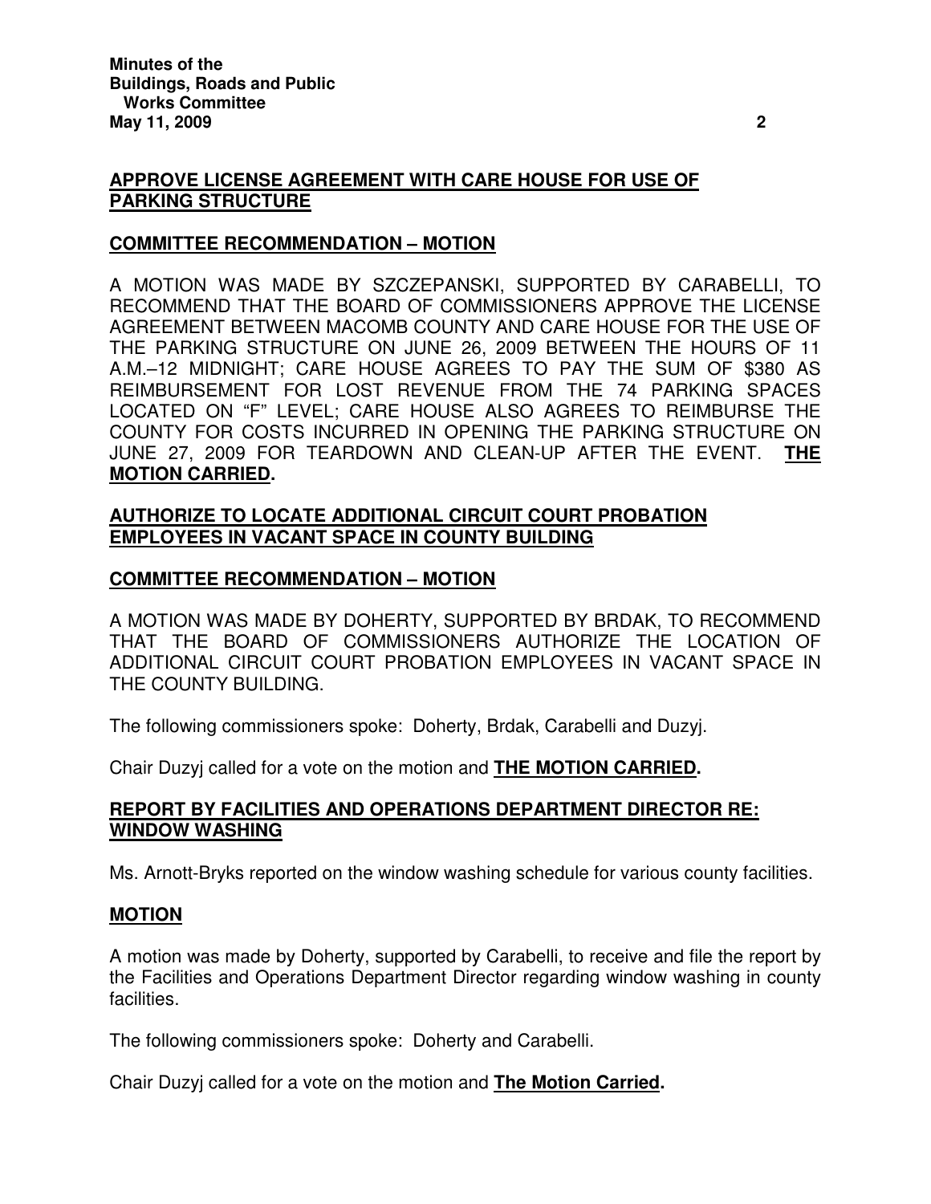## APPROVE LICENSE AGREEMENT WITH CARE HOUSE FOR USE OF PARKING STRUCTURE

### COMMITTEE RECOMMENDATION – MOTION

A MOTION WAS MADE BY SZCZEPANSKI, SUPPORTED BY CARABELLI, TO RECOMMEND THAT THE BOARD OF COMMISSIONERS APPROVE THE LICENSE AGREEMENT BETWEEN MACOMB COUNTY AND CARE HOUSE FOR THE USE OF THE PARKING STRUCTURE ON JUNE 26, 2009 BETWEEN THE HOURS OF 11 A.M.–12 MIDNIGHT; CARE HOUSE AGREES TO PAY THE SUM OF $380 AS REIMBURSEMENT FOR LOST REVENUE FROM THE 74 PARKING SPACES LOCATED ON "F" LEVEL; CARE HOUSE ALSO AGREES TO REIMBURSE THE COUNTY FOR COSTS INCURRED IN OPENING THE PARKING STRUCTURE ON JUNE 27, 2009 FOR TEARDOWN AND CLEAN-UP AFTER THE EVENT. **THE MOTION CARRIED.**

## AUTHORIZE TO LOCATE ADDITIONAL CIRCUIT COURT PROBATION EMPLOYEES IN VACANT SPACE IN COUNTY BUILDING

### COMMITTEE RECOMMENDATION – MOTION

A MOTION WAS MADE BY DOHERTY, SUPPORTED BY BRDAK, TO RECOMMEND THAT THE BOARD OF COMMISSIONERS AUTHORIZE THE LOCATION OF ADDITIONAL CIRCUIT COURT PROBATION EMPLOYEES IN VACANT SPACE IN THE COUNTY BUILDING.

The following commissioners spoke: Doherty, Brdak, Carabelli and Duzyj.

Chair Duzyj called for a vote on the motion and **THE MOTION CARRIED.**

## REPORT BY FACILITIES AND OPERATIONS DEPARTMENT DIRECTOR RE: WINDOW WASHING

Ms. Arnott-Bryks reported on the window washing schedule for various county facilities.

### MOTION

A motion was made by Doherty, supported by Carabelli, to receive and file the report by the Facilities and Operations Department Director regarding window washing in county facilities.

The following commissioners spoke: Doherty and Carabelli.

Chair Duzyj called for a vote on the motion and **The Motion Carried.**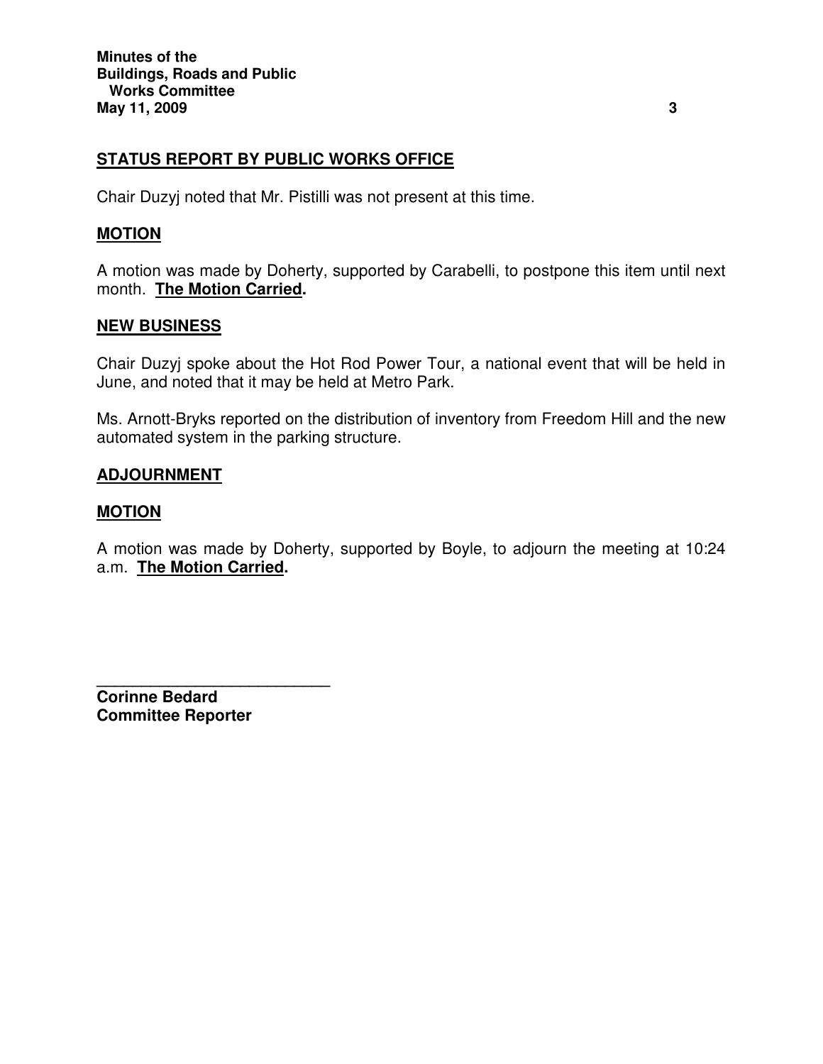## STATUS REPORT BY PUBLIC WORKS OFFICE

Chair Duzyj noted that Mr. Pistilli was not present at this time.

## MOTION

A motion was made by Doherty, supported by Carabelli, to postpone this item until next month. **The Motion Carried.**

## NEW BUSINESS

Chair Duzyj spoke about the Hot Rod Power Tour, a national event that will be held in June, and noted that it may be held at Metro Park.

Ms. Arnott-Bryks reported on the distribution of inventory from Freedom Hill and the new automated system in the parking structure.

## ADJOURNMENT

## MOTION

A motion was made by Doherty, supported by Boyle, to adjourn the meeting at 10:24 a.m. **The Motion Carried.**

___________________________

**Corinne Bedard**
**Committee Reporter**